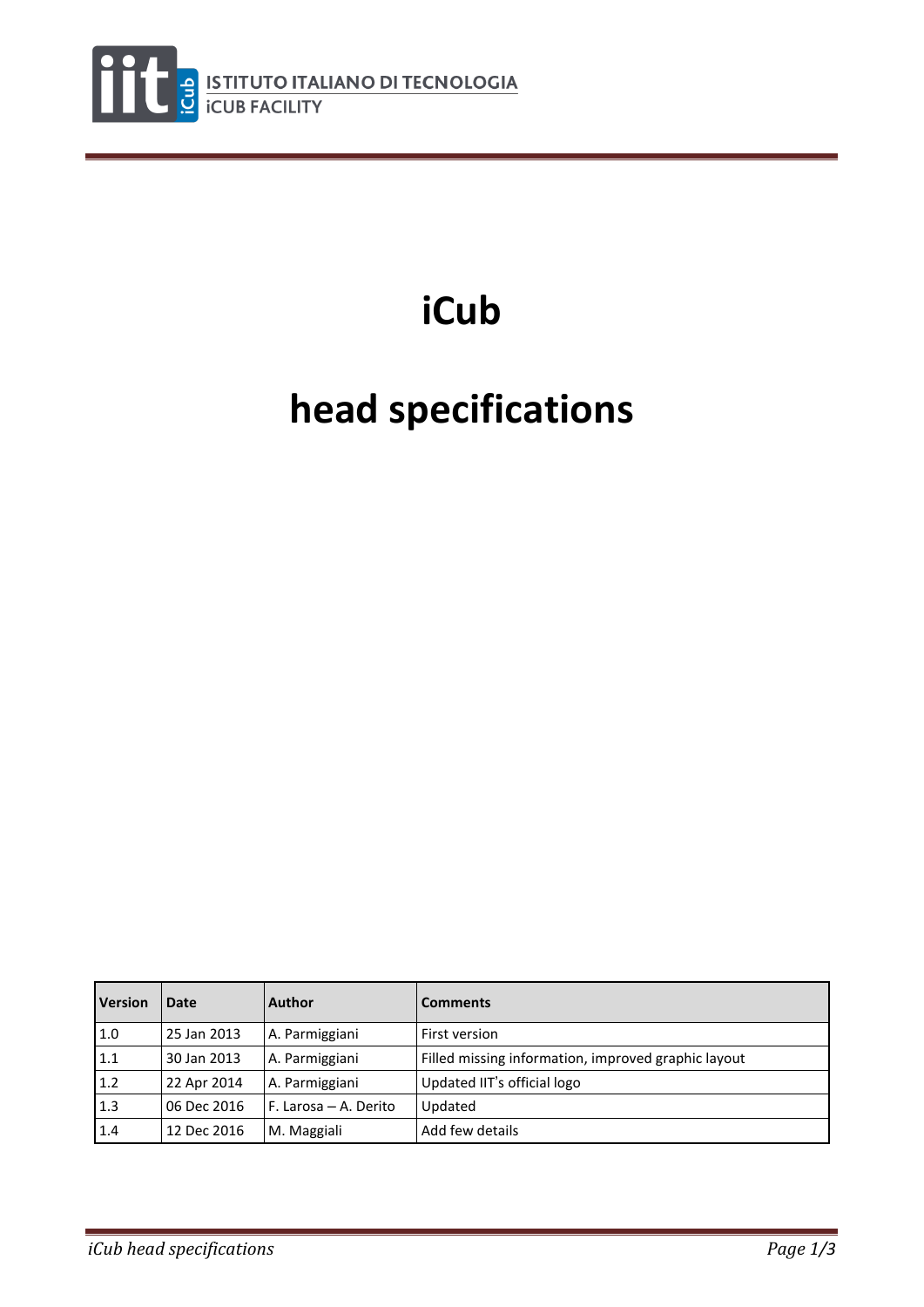ISTITUTO ITALIANO DI TECNOLOGIA
iCUB FACILITY

# iCub

# head specifications

| Version | Date | Author | Comments |
|---|---|---|---|
| 1.0 | 25 Jan 2013 | A. Parmiggiani | First version |
| 1.1 | 30 Jan 2013 | A. Parmiggiani | Filled missing information, improved graphic layout |
| 1.2 | 22 Apr 2014 | A. Parmiggiani | Updated IIT's official logo |
| 1.3 | 06 Dec 2016 | F. Larosa – A. Derito | Updated |
| 1.4 | 12 Dec 2016 | M. Maggiali | Add few details |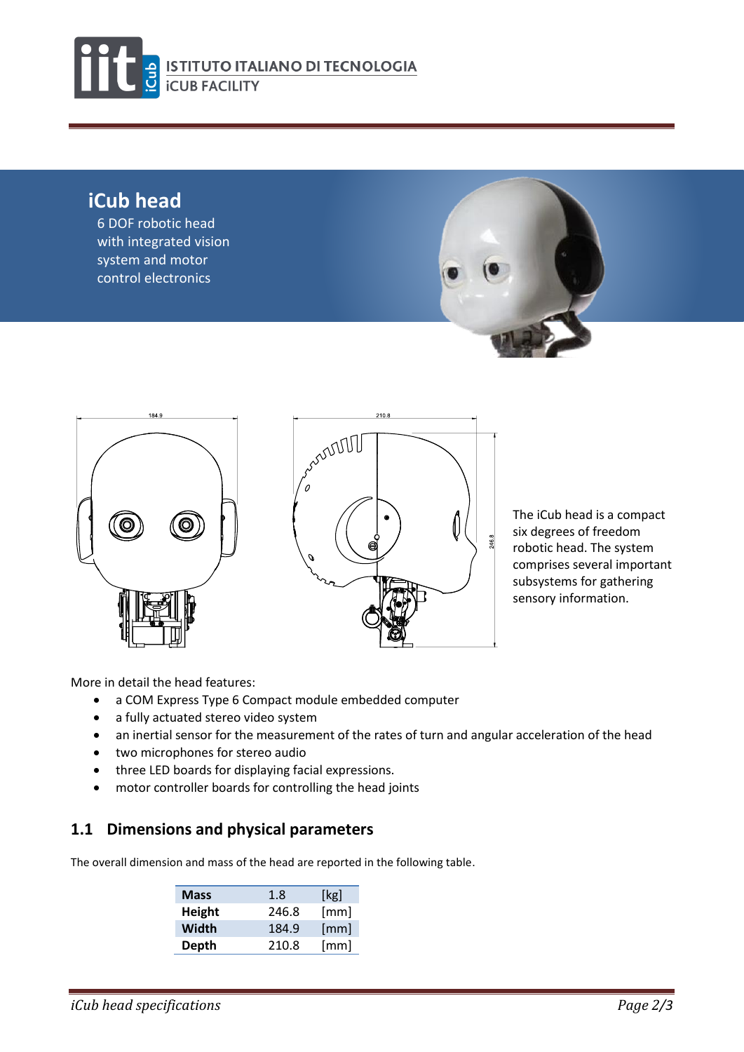# iCub head

6 DOF robotic head with integrated vision system and motor control electronics

The iCub head is a compact six degrees of freedom robotic head. The system comprises several important subsystems for gathering sensory information.

More in detail the head features:

- a COM Express Type 6 Compact module embedded computer
- a fully actuated stereo video system
- an inertial sensor for the measurement of the rates of turn and angular acceleration of the head
- two microphones for stereo audio
- three LED boards for displaying facial expressions.
- motor controller boards for controlling the head joints

## 1.1 Dimensions and physical parameters

The overall dimension and mass of the head are reported in the following table.

| | | |
|---|---|---|
| **Mass** | 1.8 | [kg] |
| **Height** | 246.8 | [mm] |
| **Width** | 184.9 | [mm] |
| **Depth** | 210.8 | [mm] |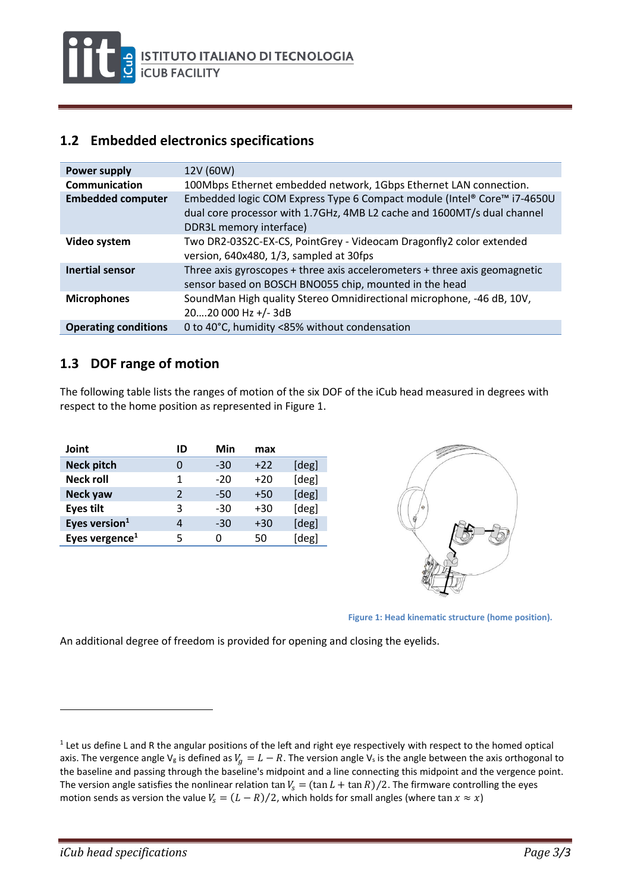## 1.2 Embedded electronics specifications

| | |
|---|---|
| **Power supply** | 12V (60W) |
| **Communication** | 100Mbps Ethernet embedded network, 1Gbps Ethernet LAN connection. |
| **Embedded computer** | Embedded logic COM Express Type 6 Compact module (Intel® Core™ i7-4650U dual core processor with 1.7GHz, 4MB L2 cache and 1600MT/s dual channel DDR3L memory interface) |
| **Video system** | Two DR2-03S2C-EX-CS, PointGrey - Videocam Dragonfly2 color extended version, 640x480, 1/3, sampled at 30fps |
| **Inertial sensor** | Three axis gyroscopes + three axis accelerometers + three axis geomagnetic sensor based on BOSCH BNO055 chip, mounted in the head |
| **Microphones** | SoundMan High quality Stereo Omnidirectional microphone, -46 dB, 10V, 20….20 000 Hz +/- 3dB |
| **Operating conditions** | 0 to 40°C, humidity <85% without condensation |

## 1.3 DOF range of motion

The following table lists the ranges of motion of the six DOF of the iCub head measured in degrees with respect to the home position as represented in Figure 1.

| Joint | ID | Min | max | |
|---|---|---|---|---|
| **Neck pitch** | 0 | -30 | +22 | [deg] |
| **Neck roll** | 1 | -20 | +20 | [deg] |
| **Neck yaw** | 2 | -50 | +50 | [deg] |
| **Eyes tilt** | 3 | -30 | +30 | [deg] |
| **Eyes version**[1] | 4 | -30 | +30 | [deg] |
| **Eyes vergence**[1] | 5 | 0 | 50 | [deg] |

Figure 1: Head kinematic structure (home position).

An additional degree of freedom is provided for opening and closing the eyelids.

---

[1] Let us define L and R the angular positions of the left and right eye respectively with respect to the homed optical axis. The vergence angle $V_g$ is defined as $V_g = L - R$. The version angle $V_s$ is the angle between the axis orthogonal to the baseline and passing through the baseline's midpoint and a line connecting this midpoint and the vergence point. The version angle satisfies the nonlinear relation $\tan V_s = (\tan L + \tan R)/2$. The firmware controlling the eyes motion sends as version the value $V_s = (L - R)/2$, which holds for small angles (where $\tan x \approx x$)